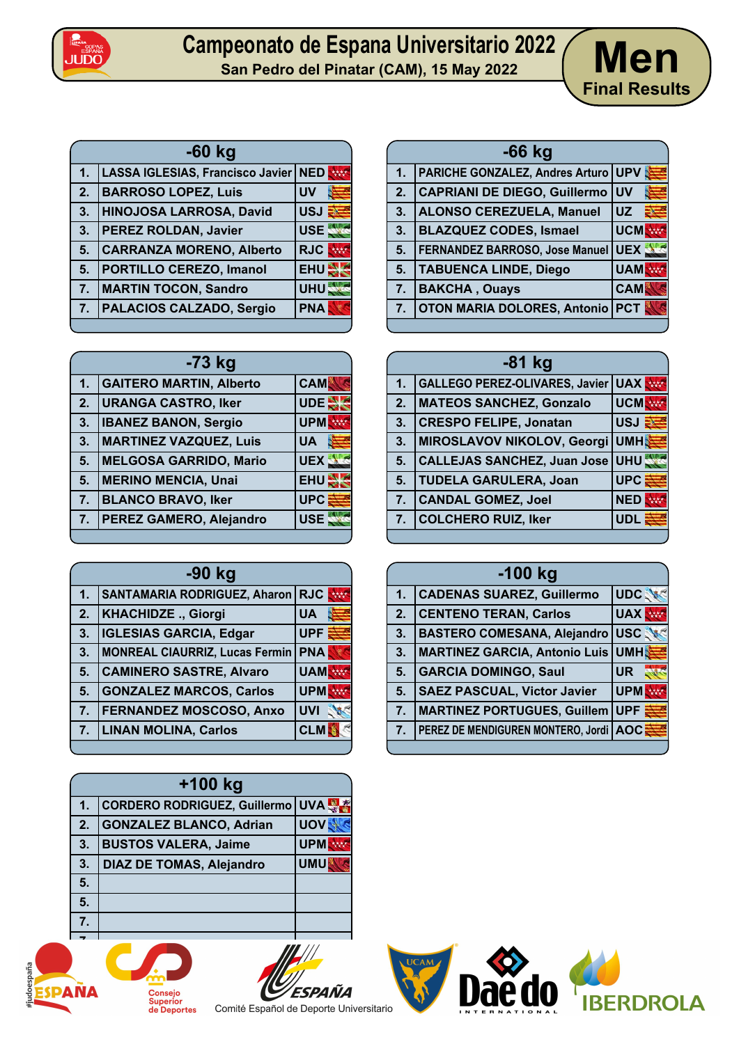# Campeonato de Espana Universitario 2022

San Pedro del Pinatar (CAM), 15 May 2022

## Men

### Final Results

| -60 kg | | |
|---|---|---|
| 1. | LASSA IGLESIAS, Francisco Javier | NED |
| 2. | BARROSO LOPEZ, Luis | UV |
| 3. | HINOJOSA LARROSA, David | USJ |
| 3. | PEREZ ROLDAN, Javier | USE |
| 5. | CARRANZA MORENO, Alberto | RJC |
| 5. | PORTILLO CEREZO, Imanol | EHU |
| 7. | MARTIN TOCON, Sandro | UHU |
| 7. | PALACIOS CALZADO, Sergio | PNA |

| -66 kg | | |
|---|---|---|
| 1. | PARICHE GONZALEZ, Andres Arturo | UPV |
| 2. | CAPRIANI DE DIEGO, Guillermo | UV |
| 3. | ALONSO CEREZUELA, Manuel | UZ |
| 3. | BLAZQUEZ CODES, Ismael | UCM |
| 5. | FERNANDEZ BARROSO, Jose Manuel | UEX |
| 5. | TABUENCA LINDE, Diego | UAM |
| 7. | BAKCHA , Ouays | CAM |
| 7. | OTON MARIA DOLORES, Antonio | PCT |

| -73 kg | | |
|---|---|---|
| 1. | GAITERO MARTIN, Alberto | CAM |
| 2. | URANGA CASTRO, Iker | UDE |
| 3. | IBANEZ BANON, Sergio | UPM |
| 3. | MARTINEZ VAZQUEZ, Luis | UA |
| 5. | MELGOSA GARRIDO, Mario | UEX |
| 5. | MERINO MENCIA, Unai | EHU |
| 7. | BLANCO BRAVO, Iker | UPC |
| 7. | PEREZ GAMERO, Alejandro | USE |

| -81 kg | | |
|---|---|---|
| 1. | GALLEGO PEREZ-OLIVARES, Javier | UAX |
| 2. | MATEOS SANCHEZ, Gonzalo | UCM |
| 3. | CRESPO FELIPE, Jonatan | USJ |
| 3. | MIROSLAVOV NIKOLOV, Georgi | UMH |
| 5. | CALLEJAS SANCHEZ, Juan Jose | UHU |
| 5. | TUDELA GARULERA, Joan | UPC |
| 7. | CANDAL GOMEZ, Joel | NED |
| 7. | COLCHERO RUIZ, Iker | UDL |

| -90 kg | | |
|---|---|---|
| 1. | SANTAMARIA RODRIGUEZ, Aharon | RJC |
| 2. | KHACHIDZE ., Giorgi | UA |
| 3. | IGLESIAS GARCIA, Edgar | UPF |
| 3. | MONREAL CIAURRIZ, Lucas Fermin | PNA |
| 5. | CAMINERO SASTRE, Alvaro | UAM |
| 5. | GONZALEZ MARCOS, Carlos | UPM |
| 7. | FERNANDEZ MOSCOSO, Anxo | UVI |
| 7. | LINAN MOLINA, Carlos | CLM |

| -100 kg | | |
|---|---|---|
| 1. | CADENAS SUAREZ, Guillermo | UDC |
| 2. | CENTENO TERAN, Carlos | UAX |
| 3. | BASTERO COMESANA, Alejandro | USC |
| 3. | MARTINEZ GARCIA, Antonio Luis | UMH |
| 5. | GARCIA DOMINGO, Saul | UR |
| 5. | SAEZ PASCUAL, Victor Javier | UPM |
| 7. | MARTINEZ PORTUGUES, Guillem | UPF |
| 7. | PEREZ DE MENDIGUREN MONTERO, Jordi | AOC |

| +100 kg | | |
|---|---|---|
| 1. | CORDERO RODRIGUEZ, Guillermo | UVA |
| 2. | GONZALEZ BLANCO, Adrian | UOV |
| 3. | BUSTOS VALERA, Jaime | UPM |
| 3. | DIAZ DE TOMAS, Alejandro | UMU |
| 5. | | |
| 5. | | |
| 7. | | |
| 7. | | |

#judoespaña ESPAÑA · Consejo Superior de Deportes · ESPAÑA Comité Español de Deporte Universitario · UCAM · Daedo International · IBERDROLA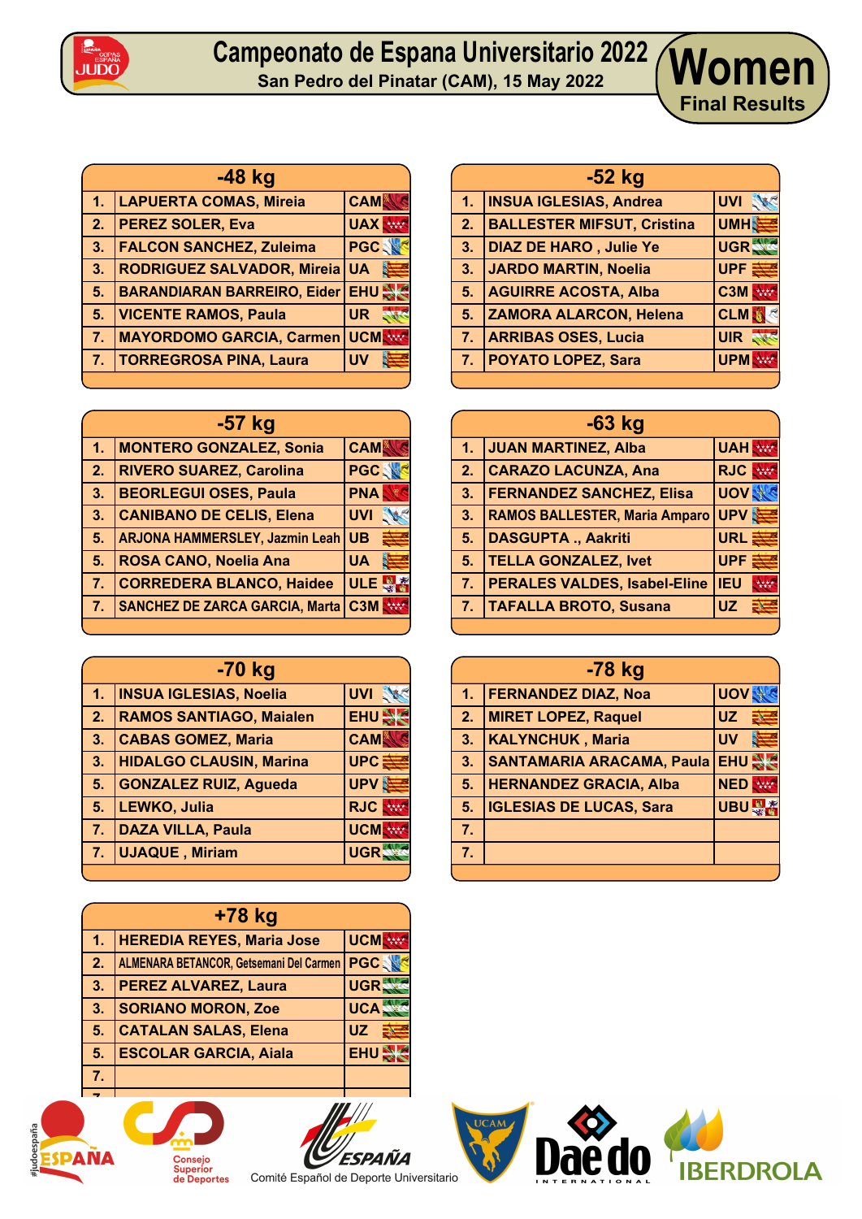# Campeonato de Espana Universitario 2022

San Pedro del Pinatar (CAM), 15 May 2022

## Women
Final Results

| -48 kg | | |
|---|---|---|
| 1. | LAPUERTA COMAS, Mireia | CAM |
| 2. | PEREZ SOLER, Eva | UAX |
| 3. | FALCON SANCHEZ, Zuleima | PGC |
| 3. | RODRIGUEZ SALVADOR, Mireia | UA |
| 5. | BARANDIARAN BARREIRO, Eider | EHU |
| 5. | VICENTE RAMOS, Paula | UR |
| 7. | MAYORDOMO GARCIA, Carmen | UCM |
| 7. | TORREGROSA PINA, Laura | UV |

| -52 kg | | |
|---|---|---|
| 1. | INSUA IGLESIAS, Andrea | UVI |
| 2. | BALLESTER MIFSUT, Cristina | UMH |
| 3. | DIAZ DE HARO , Julie Ye | UGR |
| 3. | JARDO MARTIN, Noelia | UPF |
| 5. | AGUIRRE ACOSTA, Alba | C3M |
| 5. | ZAMORA ALARCON, Helena | CLM |
| 7. | ARRIBAS OSES, Lucia | UIR |
| 7. | POYATO LOPEZ, Sara | UPM |

| -57 kg | | |
|---|---|---|
| 1. | MONTERO GONZALEZ, Sonia | CAM |
| 2. | RIVERO SUAREZ, Carolina | PGC |
| 3. | BEORLEGUI OSES, Paula | PNA |
| 3. | CANIBANO DE CELIS, Elena | UVI |
| 5. | ARJONA HAMMERSLEY, Jazmin Leah | UB |
| 5. | ROSA CANO, Noelia Ana | UA |
| 7. | CORREDERA BLANCO, Haidee | ULE |
| 7. | SANCHEZ DE ZARCA GARCIA, Marta | C3M |

| -63 kg | | |
|---|---|---|
| 1. | JUAN MARTINEZ, Alba | UAH |
| 2. | CARAZO LACUNZA, Ana | RJC |
| 3. | FERNANDEZ SANCHEZ, Elisa | UOV |
| 3. | RAMOS BALLESTER, Maria Amparo | UPV |
| 5. | DASGUPTA ., Aakriti | URL |
| 5. | TELLA GONZALEZ, Ivet | UPF |
| 7. | PERALES VALDES, Isabel-Eline | IEU |
| 7. | TAFALLA BROTO, Susana | UZ |

| -70 kg | | |
|---|---|---|
| 1. | INSUA IGLESIAS, Noelia | UVI |
| 2. | RAMOS SANTIAGO, Maialen | EHU |
| 3. | CABAS GOMEZ, Maria | CAM |
| 3. | HIDALGO CLAUSIN, Marina | UPC |
| 5. | GONZALEZ RUIZ, Agueda | UPV |
| 5. | LEWKO, Julia | RJC |
| 7. | DAZA VILLA, Paula | UCM |
| 7. | UJAQUE , Miriam | UGR |

| -78 kg | | |
|---|---|---|
| 1. | FERNANDEZ DIAZ, Noa | UOV |
| 2. | MIRET LOPEZ, Raquel | UZ |
| 3. | KALYNCHUK , Maria | UV |
| 3. | SANTAMARIA ARACAMA, Paula | EHU |
| 5. | HERNANDEZ GRACIA, Alba | NED |
| 5. | IGLESIAS DE LUCAS, Sara | UBU |
| 7. | | |
| 7. | | |

| +78 kg | | |
|---|---|---|
| 1. | HEREDIA REYES, Maria Jose | UCM |
| 2. | ALMENARA BETANCOR, Getsemani Del Carmen | PGC |
| 3. | PEREZ ALVAREZ, Laura | UGR |
| 3. | SORIANO MORON, Zoe | UCA |
| 5. | CATALAN SALAS, Elena | UZ |
| 5. | ESCOLAR GARCIA, Aiala | EHU |
| 7. | | |
| 7. | | |

#judoespaña ESPAÑA · Consejo Superior de Deportes · ESPAÑA Comité Español de Deporte Universitario · UCAM · Dae do INTERNATIONAL · IBERDROLA